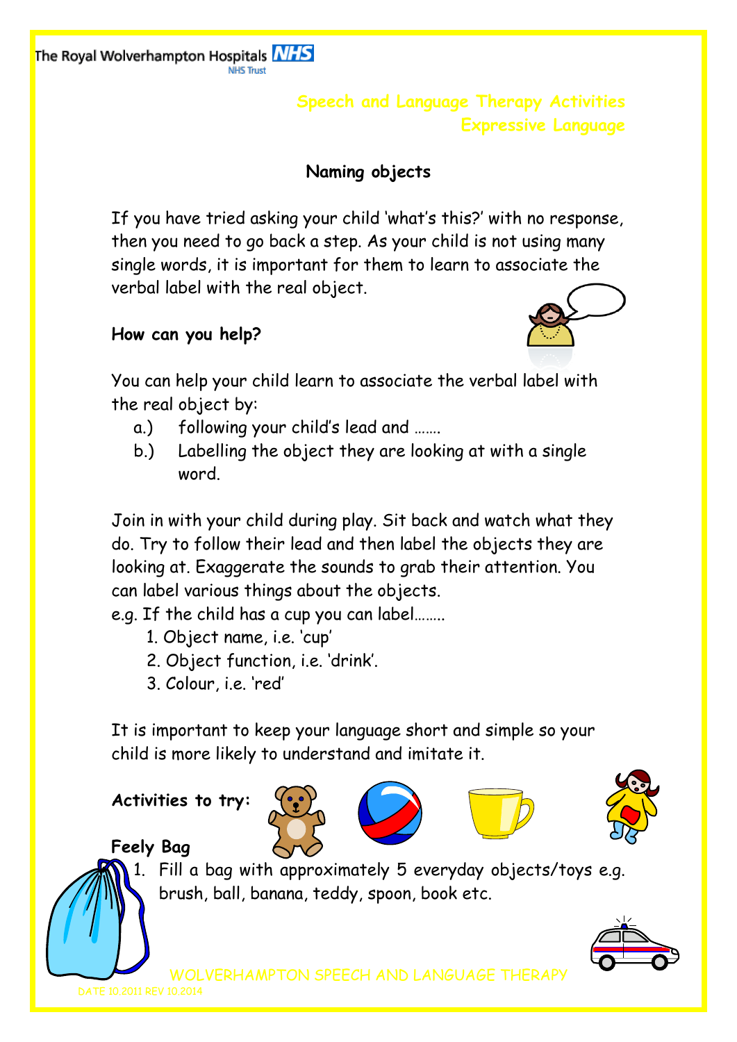The Royal Wolverhampton Hospitals NHS Trust

Speech and Language Therapy Activities
Expressive Language

## Naming objects

If you have tried asking your child 'what's this?' with no response, then you need to go back a step. As your child is not using many single words, it is important for them to learn to associate the verbal label with the real object.

**How can you help?**

You can help your child learn to associate the verbal label with the real object by:

a.) following your child's lead and …….
b.) Labelling the object they are looking at with a single word.

Join in with your child during play. Sit back and watch what they do. Try to follow their lead and then label the objects they are looking at. Exaggerate the sounds to grab their attention. You can label various things about the objects.

e.g. If the child has a cup you can label……..

1. Object name, i.e. 'cup'
2. Object function, i.e. 'drink'.
3. Colour, i.e. 'red'

It is important to keep your language short and simple so your child is more likely to understand and imitate it.

**Activities to try:**

**Feely Bag**

1. Fill a bag with approximately 5 everyday objects/toys e.g. brush, ball, banana, teddy, spoon, book etc.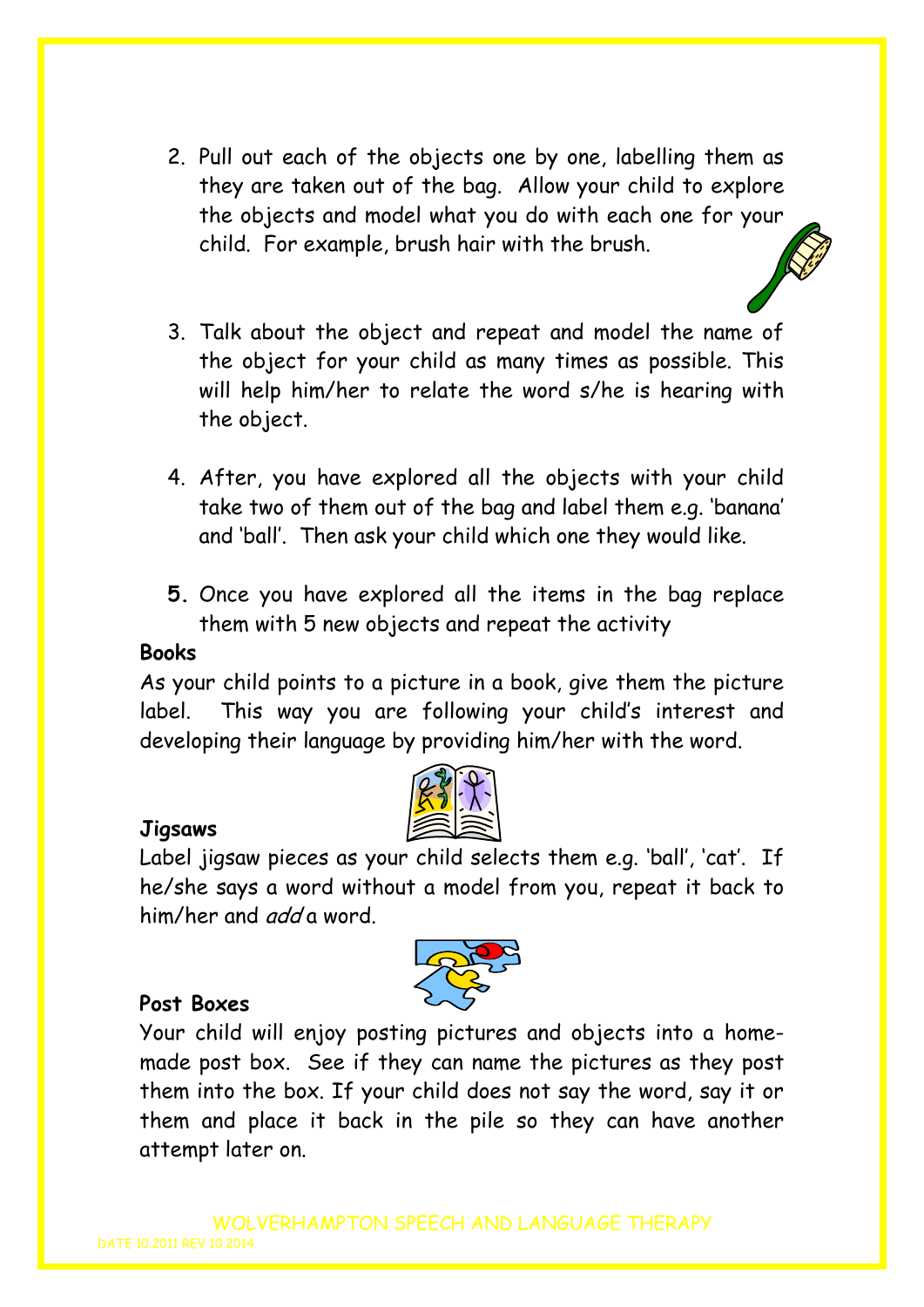2. Pull out each of the objects one by one, labelling them as they are taken out of the bag. Allow your child to explore the objects and model what you do with each one for your child. For example, brush hair with the brush.

3. Talk about the object and repeat and model the name of the object for your child as many times as possible. This will help him/her to relate the word s/he is hearing with the object.

4. After, you have explored all the objects with your child take two of them out of the bag and label them e.g. 'banana' and 'ball'. Then ask your child which one they would like.

5. Once you have explored all the items in the bag replace them with 5 new objects and repeat the activity

**Books**

As your child points to a picture in a book, give them the picture label. This way you are following your child's interest and developing their language by providing him/her with the word.

**Jigsaws**

Label jigsaw pieces as your child selects them e.g. 'ball', 'cat'. If he/she says a word without a model from you, repeat it back to him/her and *add* a word.

**Post Boxes**

Your child will enjoy posting pictures and objects into a home-made post box. See if they can name the pictures as they post them into the box. If your child does not say the word, say it or them and place it back in the pile so they can have another attempt later on.